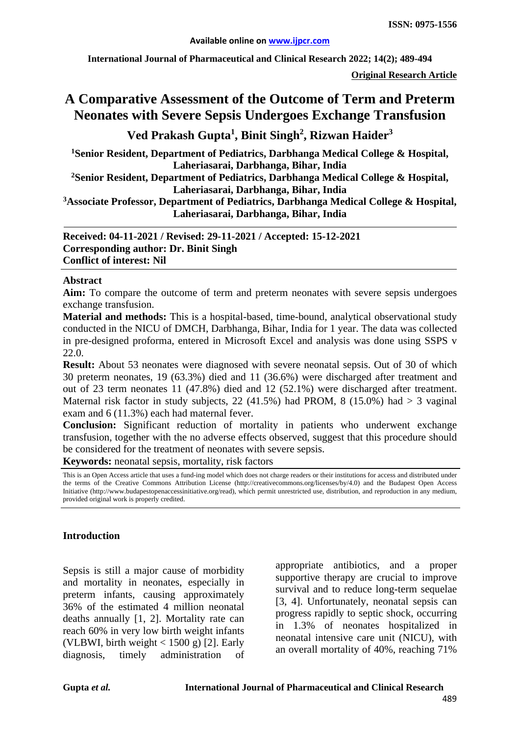Available online on www.ijpcr.com

International Journal of Pharmaceutical and Clinical Research 2022; 14(2); 489-494

**Original Research Article**

# A Comparative Assessment of the Outcome of Term and Preterm Neonates with Severe Sepsis Undergoes Exchange Transfusion

**Ved Prakash Gupta[1], Binit Singh[2], Rizwan Haider[3]**

[1]Senior Resident, Department of Pediatrics, Darbhanga Medical College & Hospital, Laheriasarai, Darbhanga, Bihar, India

[2]Senior Resident, Department of Pediatrics, Darbhanga Medical College & Hospital, Laheriasarai, Darbhanga, Bihar, India

[3]Associate Professor, Department of Pediatrics, Darbhanga Medical College & Hospital, Laheriasarai, Darbhanga, Bihar, India

**Received: 04-11-2021 / Revised: 29-11-2021 / Accepted: 15-12-2021**
**Corresponding author: Dr. Binit Singh**
**Conflict of interest: Nil**

## Abstract

**Aim:** To compare the outcome of term and preterm neonates with severe sepsis undergoes exchange transfusion.

**Material and methods:** This is a hospital-based, time-bound, analytical observational study conducted in the NICU of DMCH, Darbhanga, Bihar, India for 1 year. The data was collected in pre-designed proforma, entered in Microsoft Excel and analysis was done using SSPS v 22.0.

**Result:** About 53 neonates were diagnosed with severe neonatal sepsis. Out of 30 of which 30 preterm neonates, 19 (63.3%) died and 11 (36.6%) were discharged after treatment and out of 23 term neonates 11 (47.8%) died and 12 (52.1%) were discharged after treatment. Maternal risk factor in study subjects, 22 (41.5%) had PROM, 8 (15.0%) had > 3 vaginal exam and 6 (11.3%) each had maternal fever.

**Conclusion:** Significant reduction of mortality in patients who underwent exchange transfusion, together with the no adverse effects observed, suggest that this procedure should be considered for the treatment of neonates with severe sepsis.

**Keywords:** neonatal sepsis, mortality, risk factors

This is an Open Access article that uses a fund-ing model which does not charge readers or their institutions for access and distributed under the terms of the Creative Commons Attribution License (http://creativecommons.org/licenses/by/4.0) and the Budapest Open Access Initiative (http://www.budapestopenaccessinitiative.org/read), which permit unrestricted use, distribution, and reproduction in any medium, provided original work is properly credited.

## Introduction

Sepsis is still a major cause of morbidity and mortality in neonates, especially in preterm infants, causing approximately 36% of the estimated 4 million neonatal deaths annually [1, 2]. Mortality rate can reach 60% in very low birth weight infants (VLBWI, birth weight < 1500 g) [2]. Early diagnosis, timely administration of appropriate antibiotics, and a proper supportive therapy are crucial to improve survival and to reduce long-term sequelae [3, 4]. Unfortunately, neonatal sepsis can progress rapidly to septic shock, occurring in 1.3% of neonates hospitalized in neonatal intensive care unit (NICU), with an overall mortality of 40%, reaching 71%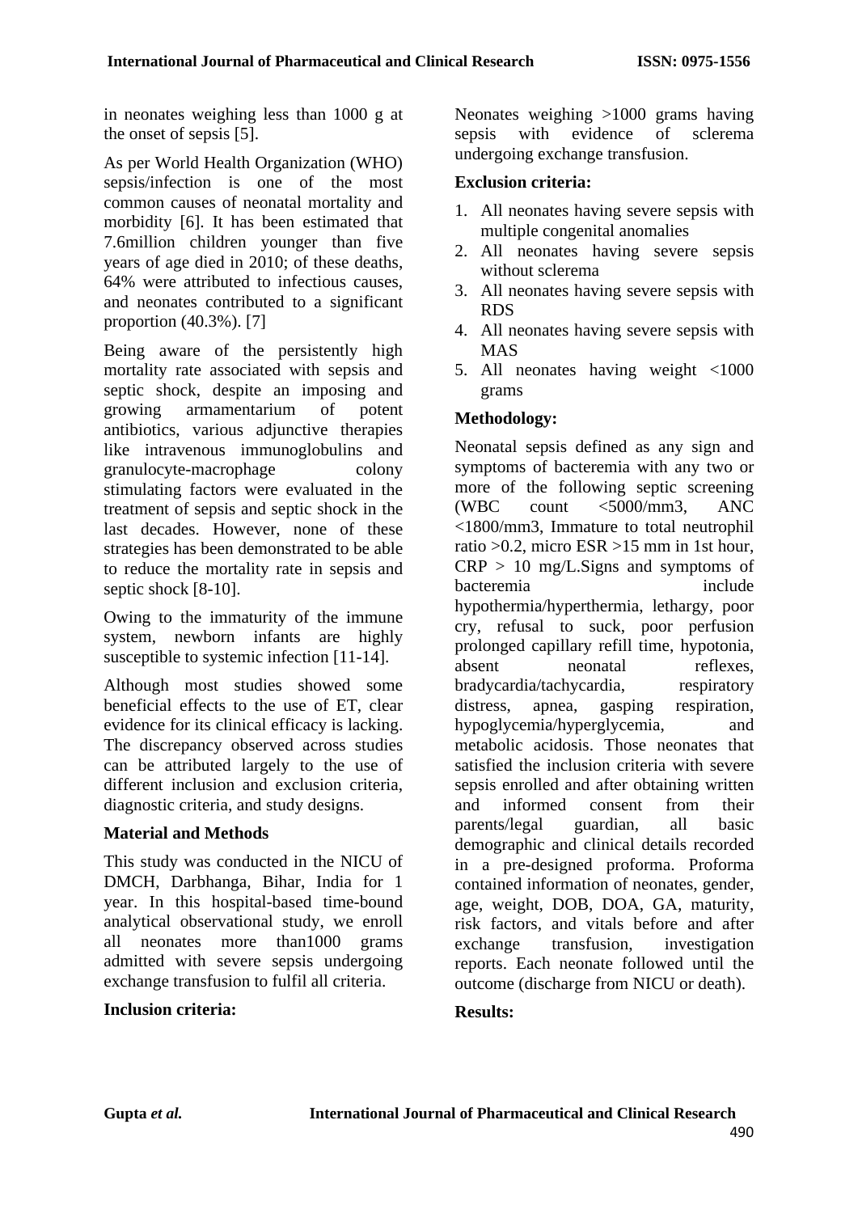in neonates weighing less than 1000 g at the onset of sepsis [5].

As per World Health Organization (WHO) sepsis/infection is one of the most common causes of neonatal mortality and morbidity [6]. It has been estimated that 7.6million children younger than five years of age died in 2010; of these deaths, 64% were attributed to infectious causes, and neonates contributed to a significant proportion (40.3%). [7]

Being aware of the persistently high mortality rate associated with sepsis and septic shock, despite an imposing and growing armamentarium of potent antibiotics, various adjunctive therapies like intravenous immunoglobulins and granulocyte-macrophage colony stimulating factors were evaluated in the treatment of sepsis and septic shock in the last decades. However, none of these strategies has been demonstrated to be able to reduce the mortality rate in sepsis and septic shock [8-10].

Owing to the immaturity of the immune system, newborn infants are highly susceptible to systemic infection [11-14].

Although most studies showed some beneficial effects to the use of ET, clear evidence for its clinical efficacy is lacking. The discrepancy observed across studies can be attributed largely to the use of different inclusion and exclusion criteria, diagnostic criteria, and study designs.

**Material and Methods**

This study was conducted in the NICU of DMCH, Darbhanga, Bihar, India for 1 year. In this hospital-based time-bound analytical observational study, we enroll all neonates more than1000 grams admitted with severe sepsis undergoing exchange transfusion to fulfil all criteria.

**Inclusion criteria:**

Neonates weighing >1000 grams having sepsis with evidence of sclerema undergoing exchange transfusion.

**Exclusion criteria:**

1. All neonates having severe sepsis with multiple congenital anomalies
2. All neonates having severe sepsis without sclerema
3. All neonates having severe sepsis with RDS
4. All neonates having severe sepsis with MAS
5. All neonates having weight <1000 grams

**Methodology:**

Neonatal sepsis defined as any sign and symptoms of bacteremia with any two or more of the following septic screening (WBC count <5000/mm3, ANC <1800/mm3, Immature to total neutrophil ratio >0.2, micro ESR >15 mm in 1st hour, CRP > 10 mg/L.Signs and symptoms of bacteremia include hypothermia/hyperthermia, lethargy, poor cry, refusal to suck, poor perfusion prolonged capillary refill time, hypotonia, absent neonatal reflexes, bradycardia/tachycardia, respiratory distress, apnea, gasping respiration, hypoglycemia/hyperglycemia, and metabolic acidosis. Those neonates that satisfied the inclusion criteria with severe sepsis enrolled and after obtaining written and informed consent from their parents/legal guardian, all basic demographic and clinical details recorded in a pre-designed proforma. Proforma contained information of neonates, gender, age, weight, DOB, DOA, GA, maturity, risk factors, and vitals before and after exchange transfusion, investigation reports. Each neonate followed until the outcome (discharge from NICU or death).

**Results:**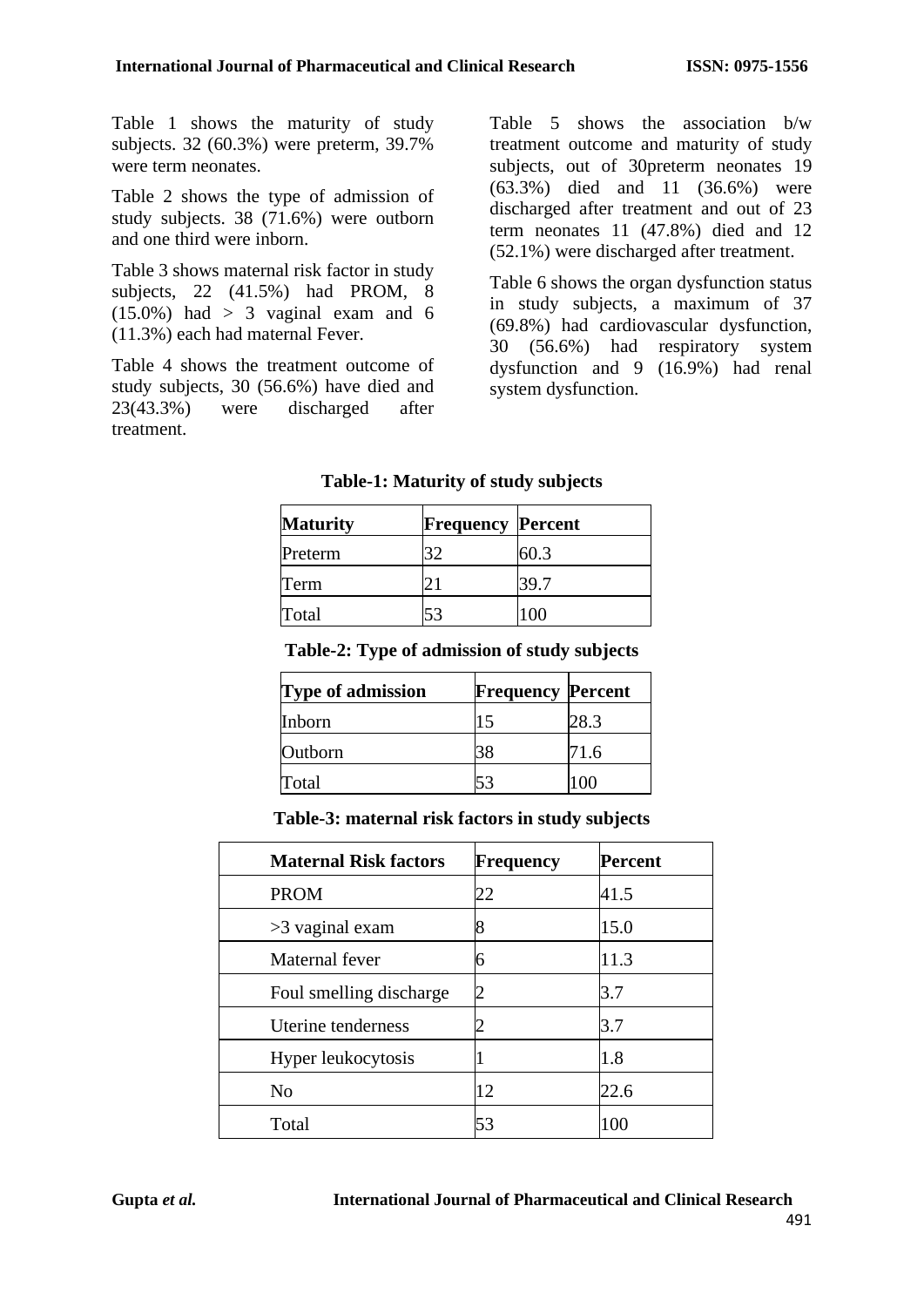Table 1 shows the maturity of study subjects. 32 (60.3%) were preterm, 39.7% were term neonates.

Table 2 shows the type of admission of study subjects. 38 (71.6%) were outborn and one third were inborn.

Table 3 shows maternal risk factor in study subjects, 22 (41.5%) had PROM, 8 (15.0%) had > 3 vaginal exam and 6 (11.3%) each had maternal Fever.

Table 4 shows the treatment outcome of study subjects, 30 (56.6%) have died and 23(43.3%) were discharged after treatment.

Table 5 shows the association b/w treatment outcome and maturity of study subjects, out of 30preterm neonates 19 (63.3%) died and 11 (36.6%) were discharged after treatment and out of 23 term neonates 11 (47.8%) died and 12 (52.1%) were discharged after treatment.

Table 6 shows the organ dysfunction status in study subjects, a maximum of 37 (69.8%) had cardiovascular dysfunction, 30 (56.6%) had respiratory system dysfunction and 9 (16.9%) had renal system dysfunction.

**Table-1: Maturity of study subjects**

| Maturity | Frequency | Percent |
|---|---|---|
| Preterm | 32 | 60.3 |
| Term | 21 | 39.7 |
| Total | 53 | 100 |

**Table-2: Type of admission of study subjects**

| Type of admission | Frequency | Percent |
|---|---|---|
| Inborn | 15 | 28.3 |
| Outborn | 38 | 71.6 |
| Total | 53 | 100 |

**Table-3: maternal risk factors in study subjects**

| Maternal Risk factors | Frequency | Percent |
|---|---|---|
| PROM | 22 | 41.5 |
| >3 vaginal exam | 8 | 15.0 |
| Maternal fever | 6 | 11.3 |
| Foul smelling discharge | 2 | 3.7 |
| Uterine tenderness | 2 | 3.7 |
| Hyper leukocytosis | 1 | 1.8 |
| No | 12 | 22.6 |
| Total | 53 | 100 |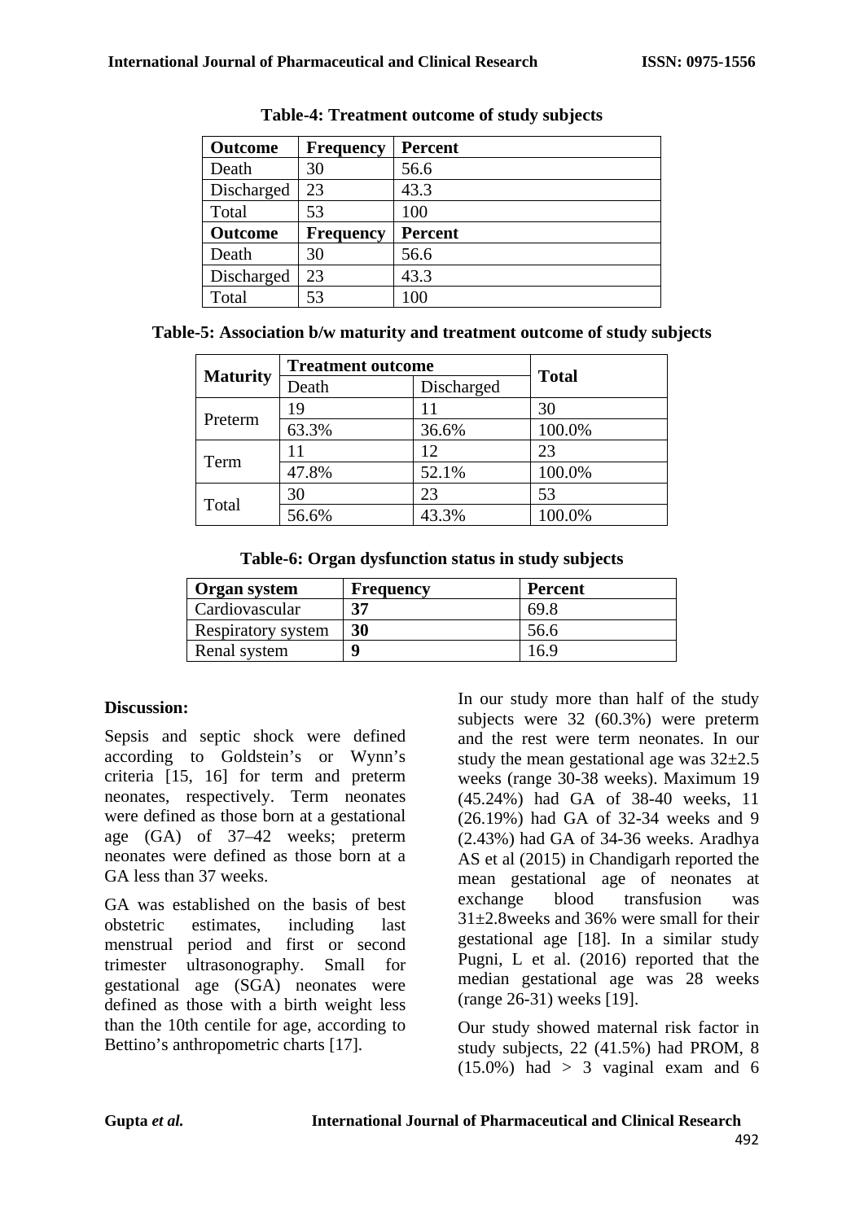**Table-4: Treatment outcome of study subjects**

| Outcome | Frequency | Percent |
|---|---|---|
| Death | 30 | 56.6 |
| Discharged | 23 | 43.3 |
| Total | 53 | 100 |
| **Outcome** | **Frequency** | **Percent** |
| Death | 30 | 56.6 |
| Discharged | 23 | 43.3 |
| Total | 53 | 100 |

**Table-5: Association b/w maturity and treatment outcome of study subjects**

| Maturity | Treatment outcome | | Total |
|---|---|---|---|
| | Death | Discharged | |
| Preterm | 19 | 11 | 30 |
| | 63.3% | 36.6% | 100.0% |
| Term | 11 | 12 | 23 |
| | 47.8% | 52.1% | 100.0% |
| Total | 30 | 23 | 53 |
| | 56.6% | 43.3% | 100.0% |

**Table-6: Organ dysfunction status in study subjects**

| Organ system | Frequency | Percent |
|---|---|---|
| Cardiovascular | **37** | 69.8 |
| Respiratory system | **30** | 56.6 |
| Renal system | **9** | 16.9 |

## Discussion:

Sepsis and septic shock were defined according to Goldstein's or Wynn's criteria [15, 16] for term and preterm neonates, respectively. Term neonates were defined as those born at a gestational age (GA) of 37–42 weeks; preterm neonates were defined as those born at a GA less than 37 weeks.

GA was established on the basis of best obstetric estimates, including last menstrual period and first or second trimester ultrasonography. Small for gestational age (SGA) neonates were defined as those with a birth weight less than the 10th centile for age, according to Bettino's anthropometric charts [17].

In our study more than half of the study subjects were 32 (60.3%) were preterm and the rest were term neonates. In our study the mean gestational age was 32±2.5 weeks (range 30-38 weeks). Maximum 19 (45.24%) had GA of 38-40 weeks, 11 (26.19%) had GA of 32-34 weeks and 9 (2.43%) had GA of 34-36 weeks. Aradhya AS et al (2015) in Chandigarh reported the mean gestational age of neonates at exchange blood transfusion was 31±2.8weeks and 36% were small for their gestational age [18]. In a similar study Pugni, L et al. (2016) reported that the median gestational age was 28 weeks (range 26-31) weeks [19].

Our study showed maternal risk factor in study subjects, 22 (41.5%) had PROM, 8 (15.0%) had > 3 vaginal exam and 6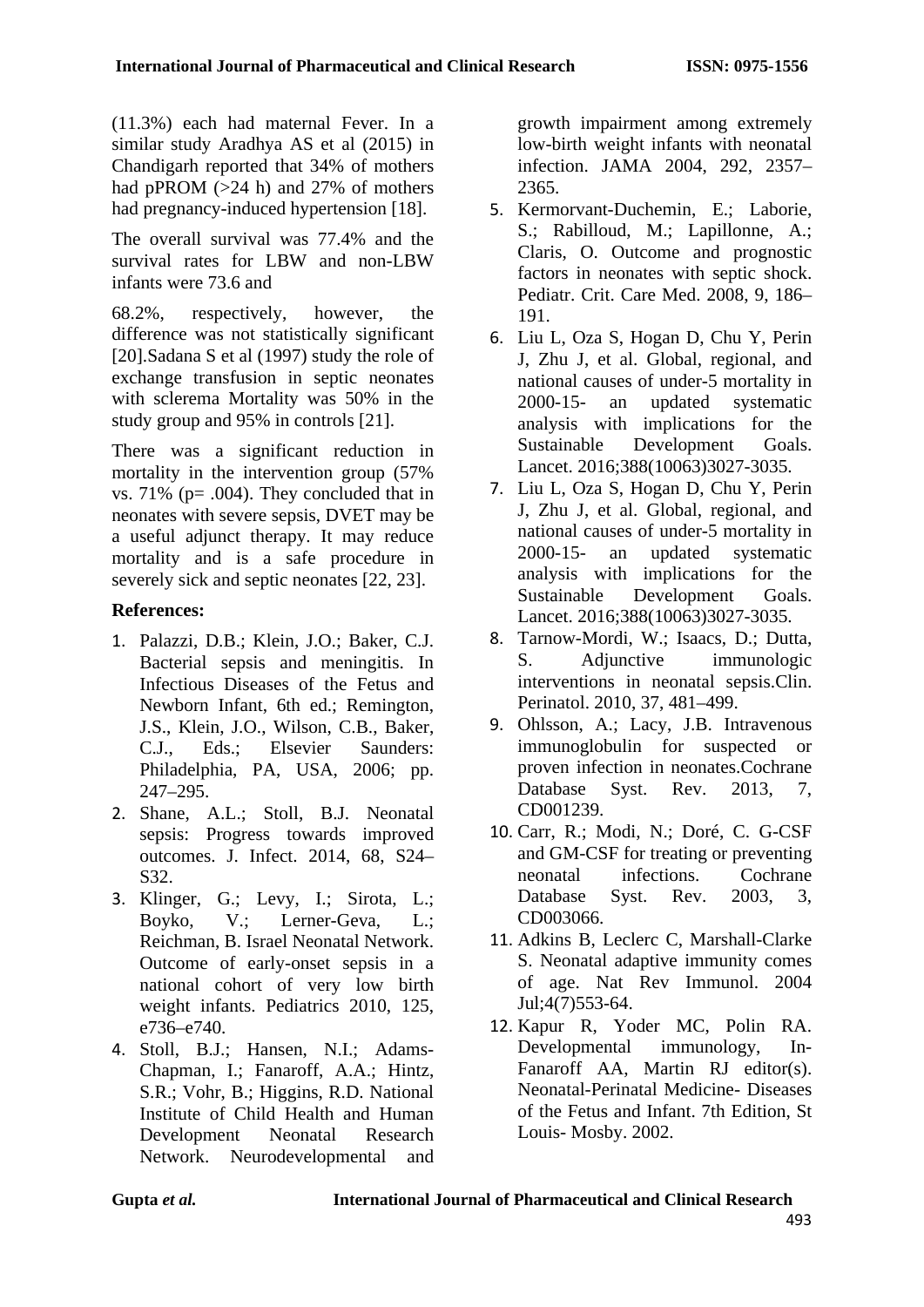(11.3%) each had maternal Fever. In a similar study Aradhya AS et al (2015) in Chandigarh reported that 34% of mothers had pPROM (>24 h) and 27% of mothers had pregnancy-induced hypertension [18].

The overall survival was 77.4% and the survival rates for LBW and non-LBW infants were 73.6 and

68.2%, respectively, however, the difference was not statistically significant [20].Sadana S et al (1997) study the role of exchange transfusion in septic neonates with sclerema Mortality was 50% in the study group and 95% in controls [21].

There was a significant reduction in mortality in the intervention group (57% vs. 71% (p= .004). They concluded that in neonates with severe sepsis, DVET may be a useful adjunct therapy. It may reduce mortality and is a safe procedure in severely sick and septic neonates [22, 23].

**References:**

1. Palazzi, D.B.; Klein, J.O.; Baker, C.J. Bacterial sepsis and meningitis. In Infectious Diseases of the Fetus and Newborn Infant, 6th ed.; Remington, J.S., Klein, J.O., Wilson, C.B., Baker, C.J., Eds.; Elsevier Saunders: Philadelphia, PA, USA, 2006; pp. 247–295.
2. Shane, A.L.; Stoll, B.J. Neonatal sepsis: Progress towards improved outcomes. J. Infect. 2014, 68, S24–S32.
3. Klinger, G.; Levy, I.; Sirota, L.; Boyko, V.; Lerner-Geva, L.; Reichman, B. Israel Neonatal Network. Outcome of early-onset sepsis in a national cohort of very low birth weight infants. Pediatrics 2010, 125, e736–e740.
4. Stoll, B.J.; Hansen, N.I.; Adams-Chapman, I.; Fanaroff, A.A.; Hintz, S.R.; Vohr, B.; Higgins, R.D. National Institute of Child Health and Human Development Neonatal Research Network. Neurodevelopmental and growth impairment among extremely low-birth weight infants with neonatal infection. JAMA 2004, 292, 2357–2365.
5. Kermorvant-Duchemin, E.; Laborie, S.; Rabilloud, M.; Lapillonne, A.; Claris, O. Outcome and prognostic factors in neonates with septic shock. Pediatr. Crit. Care Med. 2008, 9, 186–191.
6. Liu L, Oza S, Hogan D, Chu Y, Perin J, Zhu J, et al. Global, regional, and national causes of under-5 mortality in 2000-15- an updated systematic analysis with implications for the Sustainable Development Goals. Lancet. 2016;388(10063)3027-3035.
7. Liu L, Oza S, Hogan D, Chu Y, Perin J, Zhu J, et al. Global, regional, and national causes of under-5 mortality in 2000-15- an updated systematic analysis with implications for the Sustainable Development Goals. Lancet. 2016;388(10063)3027-3035.
8. Tarnow-Mordi, W.; Isaacs, D.; Dutta, S. Adjunctive immunologic interventions in neonatal sepsis.Clin. Perinatol. 2010, 37, 481–499.
9. Ohlsson, A.; Lacy, J.B. Intravenous immunoglobulin for suspected or proven infection in neonates.Cochrane Database Syst. Rev. 2013, 7, CD001239.
10. Carr, R.; Modi, N.; Doré, C. G-CSF and GM-CSF for treating or preventing neonatal infections. Cochrane Database Syst. Rev. 2003, 3, CD003066.
11. Adkins B, Leclerc C, Marshall-Clarke S. Neonatal adaptive immunity comes of age. Nat Rev Immunol. 2004 Jul;4(7)553-64.
12. Kapur R, Yoder MC, Polin RA. Developmental immunology, In- Fanaroff AA, Martin RJ editor(s). Neonatal-Perinatal Medicine- Diseases of the Fetus and Infant. 7th Edition, St Louis- Mosby. 2002.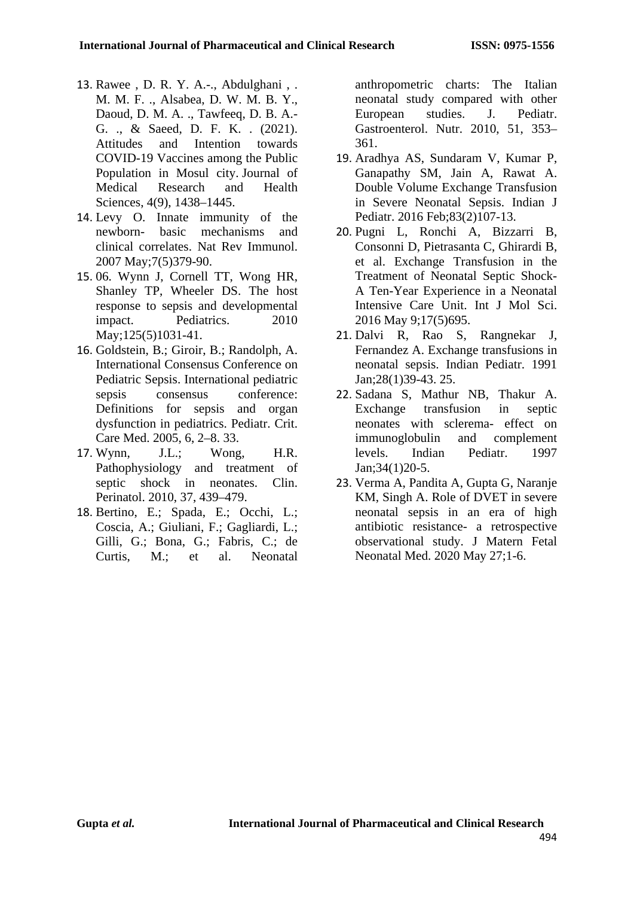13. Rawee , D. R. Y. A.-., Abdulghani , . M. M. F. ., Alsabea, D. W. M. B. Y., Daoud, D. M. A. ., Tawfeeq, D. B. A.-G. ., & Saeed, D. F. K. . (2021). Attitudes and Intention towards COVID-19 Vaccines among the Public Population in Mosul city. Journal of Medical Research and Health Sciences, 4(9), 1438–1445.
14. Levy O. Innate immunity of the newborn- basic mechanisms and clinical correlates. Nat Rev Immunol. 2007 May;7(5)379-90.
15. 06. Wynn J, Cornell TT, Wong HR, Shanley TP, Wheeler DS. The host response to sepsis and developmental impact. Pediatrics. 2010 May;125(5)1031-41.
16. Goldstein, B.; Giroir, B.; Randolph, A. International Consensus Conference on Pediatric Sepsis. International pediatric sepsis consensus conference: Definitions for sepsis and organ dysfunction in pediatrics. Pediatr. Crit. Care Med. 2005, 6, 2–8. 33.
17. Wynn, J.L.; Wong, H.R. Pathophysiology and treatment of septic shock in neonates. Clin. Perinatol. 2010, 37, 439–479.
18. Bertino, E.; Spada, E.; Occhi, L.; Coscia, A.; Giuliani, F.; Gagliardi, L.; Gilli, G.; Bona, G.; Fabris, C.; de Curtis, M.; et al. Neonatal anthropometric charts: The Italian neonatal study compared with other European studies. J. Pediatr. Gastroenterol. Nutr. 2010, 51, 353–361.
19. Aradhya AS, Sundaram V, Kumar P, Ganapathy SM, Jain A, Rawat A. Double Volume Exchange Transfusion in Severe Neonatal Sepsis. Indian J Pediatr. 2016 Feb;83(2)107-13.
20. Pugni L, Ronchi A, Bizzarri B, Consonni D, Pietrasanta C, Ghirardi B, et al. Exchange Transfusion in the Treatment of Neonatal Septic Shock- A Ten-Year Experience in a Neonatal Intensive Care Unit. Int J Mol Sci. 2016 May 9;17(5)695.
21. Dalvi R, Rao S, Rangnekar J, Fernandez A. Exchange transfusions in neonatal sepsis. Indian Pediatr. 1991 Jan;28(1)39-43. 25.
22. Sadana S, Mathur NB, Thakur A. Exchange transfusion in septic neonates with sclerema- effect on immunoglobulin and complement levels. Indian Pediatr. 1997 Jan;34(1)20-5.
23. Verma A, Pandita A, Gupta G, Naranje KM, Singh A. Role of DVET in severe neonatal sepsis in an era of high antibiotic resistance- a retrospective observational study. J Matern Fetal Neonatal Med. 2020 May 27;1-6.